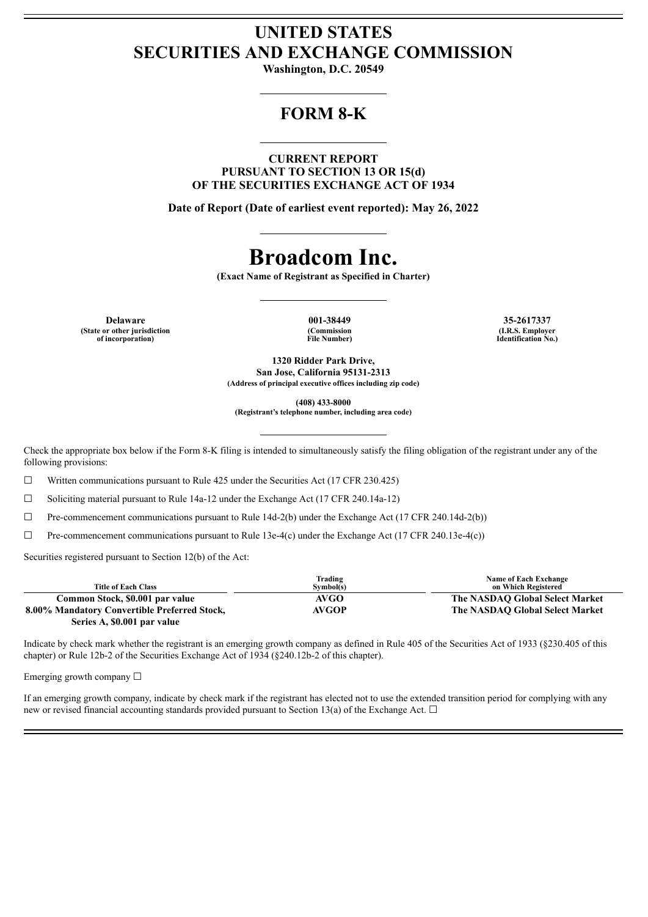# UNITED STATES
# SECURITIES AND EXCHANGE COMMISSION

**Washington, D.C. 20549**

## FORM 8-K

**CURRENT REPORT**
**PURSUANT TO SECTION 13 OR 15(d)**
**OF THE SECURITIES EXCHANGE ACT OF 1934**

**Date of Report (Date of earliest event reported): May 26, 2022**

# Broadcom Inc.

**(Exact Name of Registrant as Specified in Charter)**

| | | |
|---|---|---|
| **Delaware** | **001-38449** | **35-2617337** |
| **(State or other jurisdiction of incorporation)** | **(Commission File Number)** | **(I.R.S. Employer Identification No.)** |

**1320 Ridder Park Drive,**
**San Jose, California 95131-2313**
**(Address of principal executive offices including zip code)**

**(408) 433-8000**
**(Registrant's telephone number, including area code)**

Check the appropriate box below if the Form 8-K filing is intended to simultaneously satisfy the filing obligation of the registrant under any of the following provisions:

☐ Written communications pursuant to Rule 425 under the Securities Act (17 CFR 230.425)

☐ Soliciting material pursuant to Rule 14a-12 under the Exchange Act (17 CFR 240.14a-12)

☐ Pre-commencement communications pursuant to Rule 14d-2(b) under the Exchange Act (17 CFR 240.14d-2(b))

☐ Pre-commencement communications pursuant to Rule 13e-4(c) under the Exchange Act (17 CFR 240.13e-4(c))

Securities registered pursuant to Section 12(b) of the Act:

| Title of Each Class | Trading Symbol(s) | Name of Each Exchange on Which Registered |
|---|---|---|
| **Common Stock, $0.001 par value** | **AVGO** | **The NASDAQ Global Select Market** |
| **8.00% Mandatory Convertible Preferred Stock, Series A, $0.001 par value** | **AVGOP** | **The NASDAQ Global Select Market** |

Indicate by check mark whether the registrant is an emerging growth company as defined in Rule 405 of the Securities Act of 1933 (§230.405 of this chapter) or Rule 12b-2 of the Securities Exchange Act of 1934 (§240.12b-2 of this chapter).

Emerging growth company ☐

If an emerging growth company, indicate by check mark if the registrant has elected not to use the extended transition period for complying with any new or revised financial accounting standards provided pursuant to Section 13(a) of the Exchange Act. ☐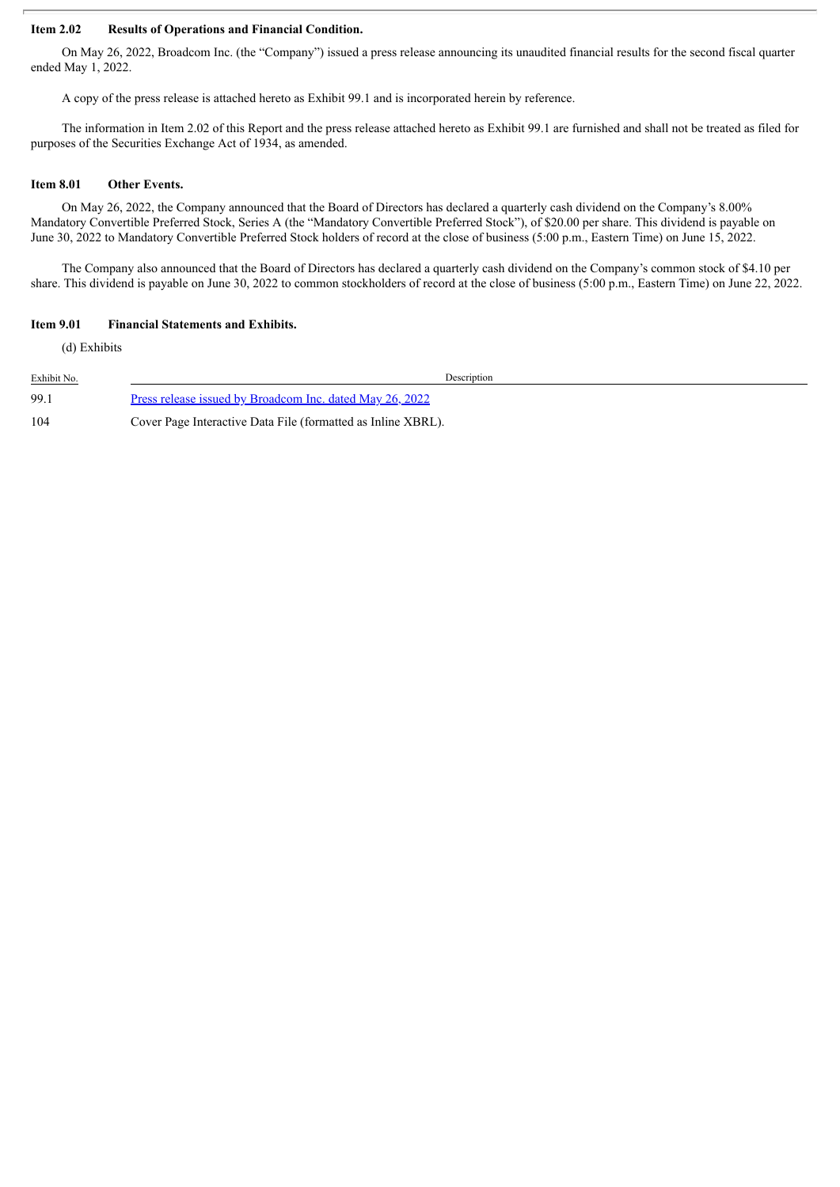**Item 2.02 Results of Operations and Financial Condition.**

On May 26, 2022, Broadcom Inc. (the "Company") issued a press release announcing its unaudited financial results for the second fiscal quarter ended May 1, 2022.

A copy of the press release is attached hereto as Exhibit 99.1 and is incorporated herein by reference.

The information in Item 2.02 of this Report and the press release attached hereto as Exhibit 99.1 are furnished and shall not be treated as filed for purposes of the Securities Exchange Act of 1934, as amended.

**Item 8.01 Other Events.**

On May 26, 2022, the Company announced that the Board of Directors has declared a quarterly cash dividend on the Company's 8.00% Mandatory Convertible Preferred Stock, Series A (the "Mandatory Convertible Preferred Stock"), of $20.00 per share. This dividend is payable on June 30, 2022 to Mandatory Convertible Preferred Stock holders of record at the close of business (5:00 p.m., Eastern Time) on June 15, 2022.

The Company also announced that the Board of Directors has declared a quarterly cash dividend on the Company's common stock of $4.10 per share. This dividend is payable on June 30, 2022 to common stockholders of record at the close of business (5:00 p.m., Eastern Time) on June 22, 2022.

**Item 9.01 Financial Statements and Exhibits.**

(d) Exhibits

| Exhibit No. | Description |
|---|---|
| 99.1 | Press release issued by Broadcom Inc. dated May 26, 2022 |
| 104 | Cover Page Interactive Data File (formatted as Inline XBRL). |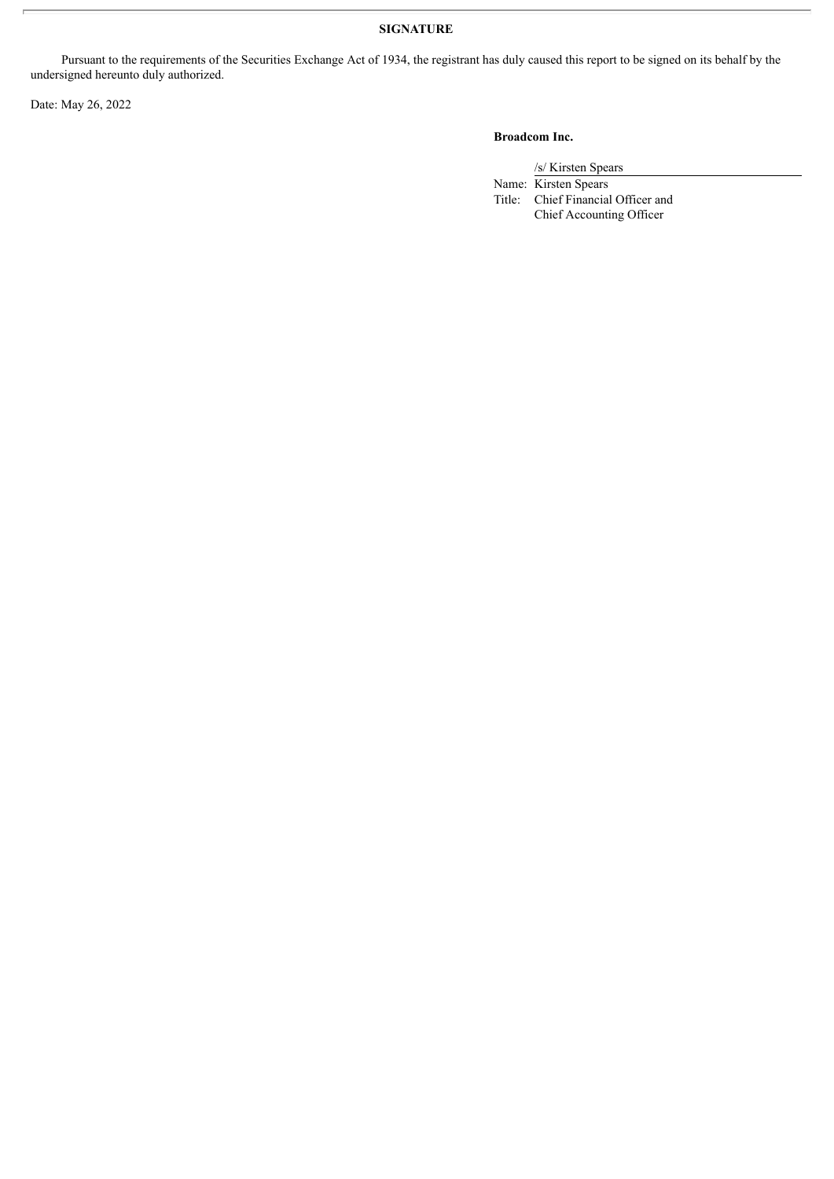**SIGNATURE**

Pursuant to the requirements of the Securities Exchange Act of 1934, the registrant has duly caused this report to be signed on its behalf by the undersigned hereunto duly authorized.

Date: May 26, 2022

**Broadcom Inc.**

/s/ Kirsten Spears

Name: Kirsten Spears
Title: Chief Financial Officer and Chief Accounting Officer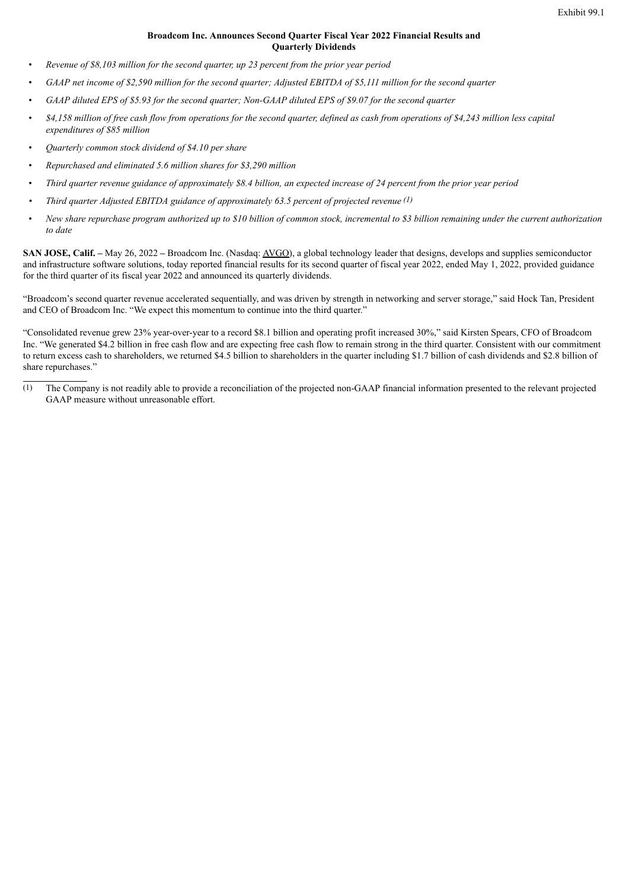Exhibit 99.1

**Broadcom Inc. Announces Second Quarter Fiscal Year 2022 Financial Results and Quarterly Dividends**

- *Revenue of $8,103 million for the second quarter, up 23 percent from the prior year period*
- *GAAP net income of $2,590 million for the second quarter; Adjusted EBITDA of $5,111 million for the second quarter*
- *GAAP diluted EPS of $5.93 for the second quarter; Non-GAAP diluted EPS of $9.07 for the second quarter*
- *$4,158 million of free cash flow from operations for the second quarter, defined as cash from operations of $4,243 million less capital expenditures of $85 million*
- *Quarterly common stock dividend of $4.10 per share*
- *Repurchased and eliminated 5.6 million shares for $3,290 million*
- *Third quarter revenue guidance of approximately $8.4 billion, an expected increase of 24 percent from the prior year period*
- *Third quarter Adjusted EBITDA guidance of approximately 63.5 percent of projected revenue (1)*
- *New share repurchase program authorized up to $10 billion of common stock, incremental to $3 billion remaining under the current authorization to date*

**SAN JOSE, Calif. –** May 26, 2022 **–** Broadcom Inc. (Nasdaq: AVGO), a global technology leader that designs, develops and supplies semiconductor and infrastructure software solutions, today reported financial results for its second quarter of fiscal year 2022, ended May 1, 2022, provided guidance for the third quarter of its fiscal year 2022 and announced its quarterly dividends.

"Broadcom's second quarter revenue accelerated sequentially, and was driven by strength in networking and server storage," said Hock Tan, President and CEO of Broadcom Inc. "We expect this momentum to continue into the third quarter."

"Consolidated revenue grew 23% year-over-year to a record $8.1 billion and operating profit increased 30%," said Kirsten Spears, CFO of Broadcom Inc. "We generated $4.2 billion in free cash flow and are expecting free cash flow to remain strong in the third quarter. Consistent with our commitment to return excess cash to shareholders, we returned $4.5 billion to shareholders in the quarter including $1.7 billion of cash dividends and $2.8 billion of share repurchases."

(1) The Company is not readily able to provide a reconciliation of the projected non-GAAP financial information presented to the relevant projected GAAP measure without unreasonable effort.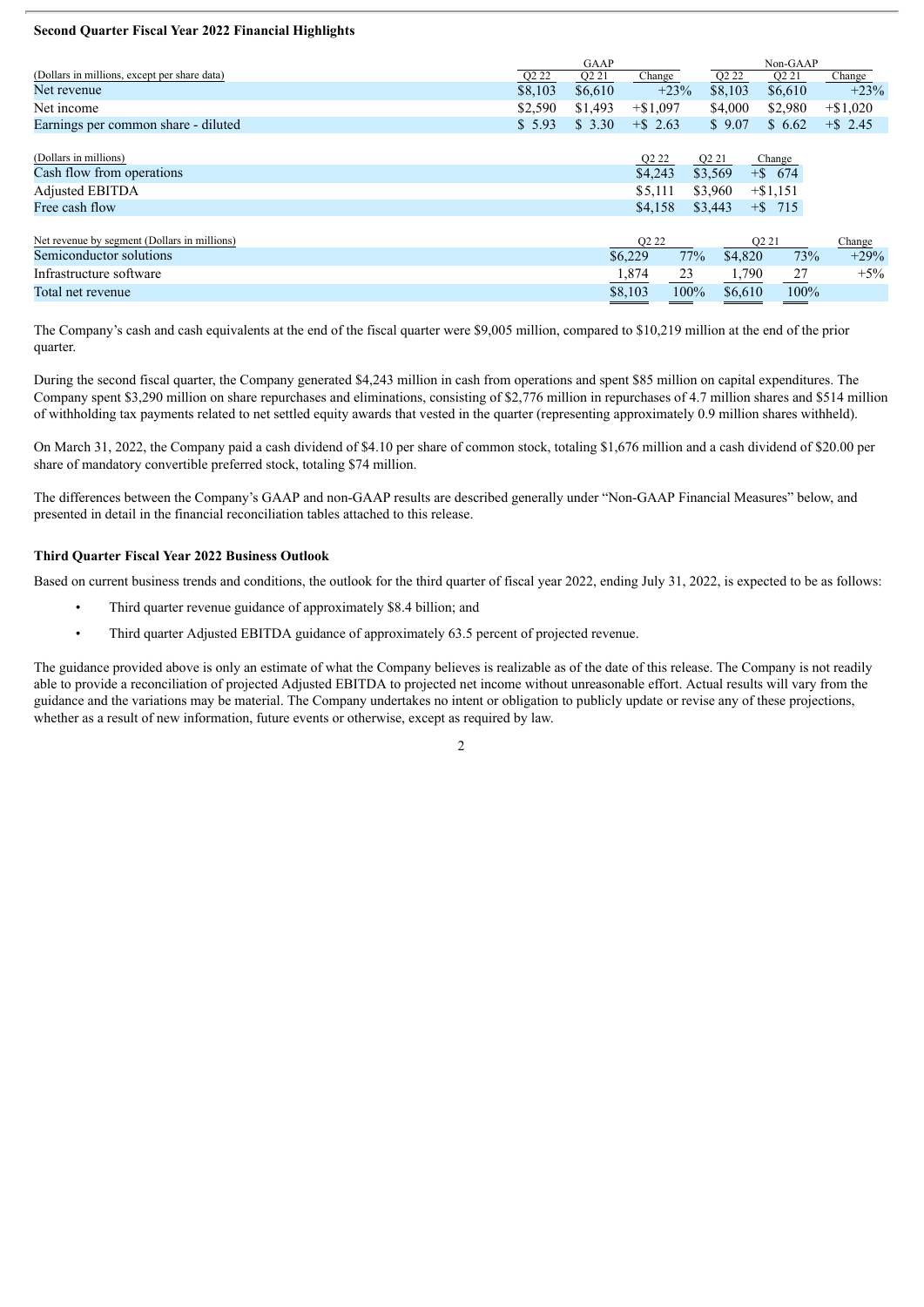**Second Quarter Fiscal Year 2022 Financial Highlights**

| (Dollars in millions, except per share data) | GAAP Q2 22 | GAAP Q2 21 | GAAP Change | Non-GAAP Q2 22 | Non-GAAP Q2 21 | Non-GAAP Change |
|---|---|---|---|---|---|---|
| Net revenue | $8,103 | $6,610 | +23% | $8,103 | $6,610 | +23% |
| Net income | $2,590 | $1,493 | +$1,097 | $4,000 | $2,980 | +$1,020 |
| Earnings per common share - diluted | $ 5.93 | $ 3.30 | +$ 2.63 | $ 9.07 | $ 6.62 | +$ 2.45 |

| (Dollars in millions) | Q2 22 | Q2 21 | Change |
|---|---|---|---|
| Cash flow from operations | $4,243 | $3,569 | +$ 674 |
| Adjusted EBITDA | $5,111 | $3,960 | +$1,151 |
| Free cash flow | $4,158 | $3,443 | +$ 715 |

| Net revenue by segment (Dollars in millions) | Q2 22 | | Q2 21 | | Change |
|---|---|---|---|---|---|
| Semiconductor solutions | $6,229 | 77% | $4,820 | 73% | +29% |
| Infrastructure software | 1,874 | 23 | 1,790 | 27 | +5% |
| Total net revenue | $8,103 | 100% | $6,610 | 100% | |

The Company's cash and cash equivalents at the end of the fiscal quarter were $9,005 million, compared to $10,219 million at the end of the prior quarter.

During the second fiscal quarter, the Company generated $4,243 million in cash from operations and spent $85 million on capital expenditures. The Company spent $3,290 million on share repurchases and eliminations, consisting of $2,776 million in repurchases of 4.7 million shares and $514 million of withholding tax payments related to net settled equity awards that vested in the quarter (representing approximately 0.9 million shares withheld).

On March 31, 2022, the Company paid a cash dividend of $4.10 per share of common stock, totaling $1,676 million and a cash dividend of $20.00 per share of mandatory convertible preferred stock, totaling $74 million.

The differences between the Company's GAAP and non-GAAP results are described generally under "Non-GAAP Financial Measures" below, and presented in detail in the financial reconciliation tables attached to this release.

**Third Quarter Fiscal Year 2022 Business Outlook**

Based on current business trends and conditions, the outlook for the third quarter of fiscal year 2022, ending July 31, 2022, is expected to be as follows:

- Third quarter revenue guidance of approximately $8.4 billion; and
- Third quarter Adjusted EBITDA guidance of approximately 63.5 percent of projected revenue.

The guidance provided above is only an estimate of what the Company believes is realizable as of the date of this release. The Company is not readily able to provide a reconciliation of projected Adjusted EBITDA to projected net income without unreasonable effort. Actual results will vary from the guidance and the variations may be material. The Company undertakes no intent or obligation to publicly update or revise any of these projections, whether as a result of new information, future events or otherwise, except as required by law.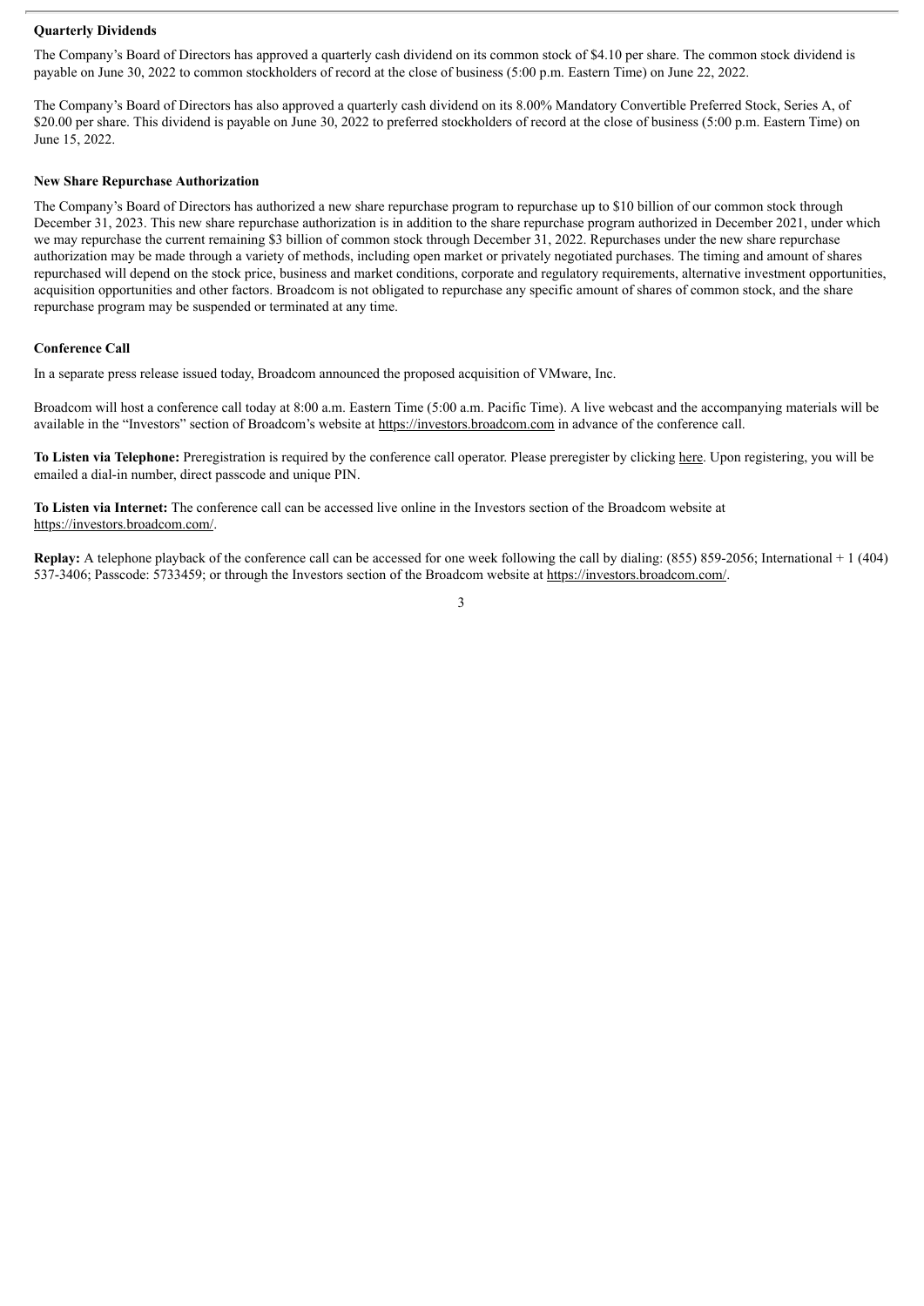**Quarterly Dividends**

The Company's Board of Directors has approved a quarterly cash dividend on its common stock of $4.10 per share. The common stock dividend is payable on June 30, 2022 to common stockholders of record at the close of business (5:00 p.m. Eastern Time) on June 22, 2022.

The Company's Board of Directors has also approved a quarterly cash dividend on its 8.00% Mandatory Convertible Preferred Stock, Series A, of $20.00 per share. This dividend is payable on June 30, 2022 to preferred stockholders of record at the close of business (5:00 p.m. Eastern Time) on June 15, 2022.

**New Share Repurchase Authorization**

The Company's Board of Directors has authorized a new share repurchase program to repurchase up to $10 billion of our common stock through December 31, 2023. This new share repurchase authorization is in addition to the share repurchase program authorized in December 2021, under which we may repurchase the current remaining $3 billion of common stock through December 31, 2022. Repurchases under the new share repurchase authorization may be made through a variety of methods, including open market or privately negotiated purchases. The timing and amount of shares repurchased will depend on the stock price, business and market conditions, corporate and regulatory requirements, alternative investment opportunities, acquisition opportunities and other factors. Broadcom is not obligated to repurchase any specific amount of shares of common stock, and the share repurchase program may be suspended or terminated at any time.

**Conference Call**

In a separate press release issued today, Broadcom announced the proposed acquisition of VMware, Inc.

Broadcom will host a conference call today at 8:00 a.m. Eastern Time (5:00 a.m. Pacific Time). A live webcast and the accompanying materials will be available in the "Investors" section of Broadcom's website at https://investors.broadcom.com in advance of the conference call.

**To Listen via Telephone:** Preregistration is required by the conference call operator. Please preregister by clicking here. Upon registering, you will be emailed a dial-in number, direct passcode and unique PIN.

**To Listen via Internet:** The conference call can be accessed live online in the Investors section of the Broadcom website at https://investors.broadcom.com/.

**Replay:** A telephone playback of the conference call can be accessed for one week following the call by dialing: (855) 859-2056; International + 1 (404) 537-3406; Passcode: 5733459; or through the Investors section of the Broadcom website at https://investors.broadcom.com/.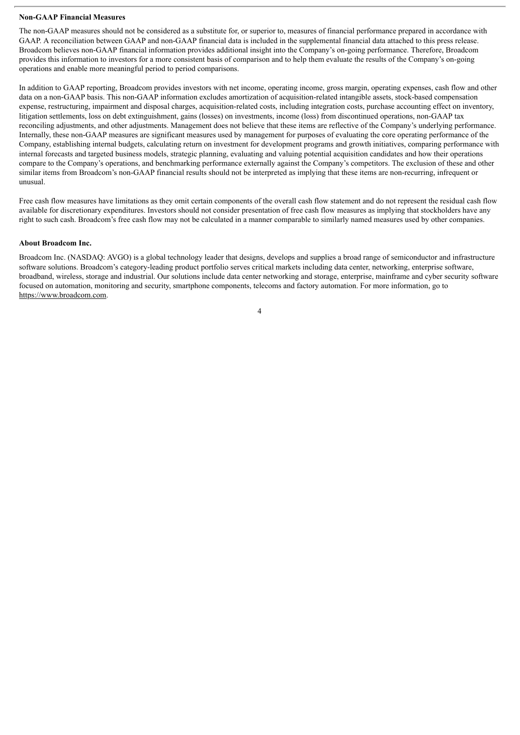**Non-GAAP Financial Measures**

The non-GAAP measures should not be considered as a substitute for, or superior to, measures of financial performance prepared in accordance with GAAP. A reconciliation between GAAP and non-GAAP financial data is included in the supplemental financial data attached to this press release. Broadcom believes non-GAAP financial information provides additional insight into the Company's on-going performance. Therefore, Broadcom provides this information to investors for a more consistent basis of comparison and to help them evaluate the results of the Company's on-going operations and enable more meaningful period to period comparisons.

In addition to GAAP reporting, Broadcom provides investors with net income, operating income, gross margin, operating expenses, cash flow and other data on a non-GAAP basis. This non-GAAP information excludes amortization of acquisition-related intangible assets, stock-based compensation expense, restructuring, impairment and disposal charges, acquisition-related costs, including integration costs, purchase accounting effect on inventory, litigation settlements, loss on debt extinguishment, gains (losses) on investments, income (loss) from discontinued operations, non-GAAP tax reconciling adjustments, and other adjustments. Management does not believe that these items are reflective of the Company's underlying performance. Internally, these non-GAAP measures are significant measures used by management for purposes of evaluating the core operating performance of the Company, establishing internal budgets, calculating return on investment for development programs and growth initiatives, comparing performance with internal forecasts and targeted business models, strategic planning, evaluating and valuing potential acquisition candidates and how their operations compare to the Company's operations, and benchmarking performance externally against the Company's competitors. The exclusion of these and other similar items from Broadcom's non-GAAP financial results should not be interpreted as implying that these items are non-recurring, infrequent or unusual.

Free cash flow measures have limitations as they omit certain components of the overall cash flow statement and do not represent the residual cash flow available for discretionary expenditures. Investors should not consider presentation of free cash flow measures as implying that stockholders have any right to such cash. Broadcom's free cash flow may not be calculated in a manner comparable to similarly named measures used by other companies.

**About Broadcom Inc.**

Broadcom Inc. (NASDAQ: AVGO) is a global technology leader that designs, develops and supplies a broad range of semiconductor and infrastructure software solutions. Broadcom's category-leading product portfolio serves critical markets including data center, networking, enterprise software, broadband, wireless, storage and industrial. Our solutions include data center networking and storage, enterprise, mainframe and cyber security software focused on automation, monitoring and security, smartphone components, telecoms and factory automation. For more information, go to https://www.broadcom.com.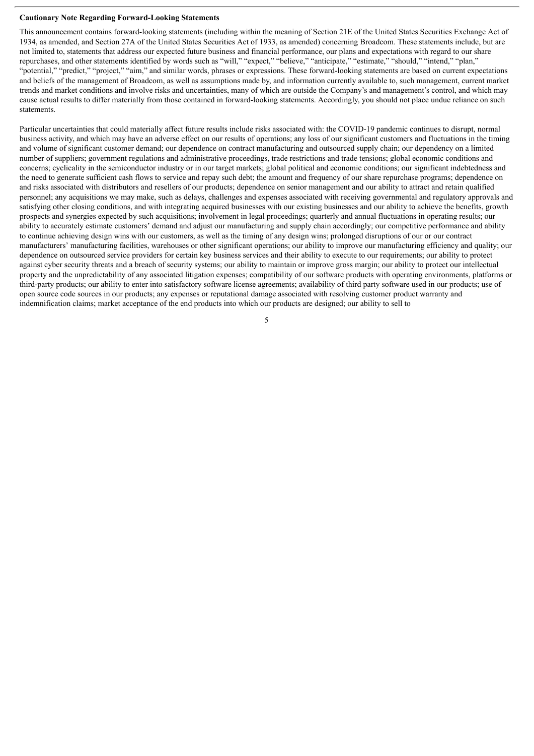**Cautionary Note Regarding Forward-Looking Statements**

This announcement contains forward-looking statements (including within the meaning of Section 21E of the United States Securities Exchange Act of 1934, as amended, and Section 27A of the United States Securities Act of 1933, as amended) concerning Broadcom. These statements include, but are not limited to, statements that address our expected future business and financial performance, our plans and expectations with regard to our share repurchases, and other statements identified by words such as "will," "expect," "believe," "anticipate," "estimate," "should," "intend," "plan," "potential," "predict," "project," "aim," and similar words, phrases or expressions. These forward-looking statements are based on current expectations and beliefs of the management of Broadcom, as well as assumptions made by, and information currently available to, such management, current market trends and market conditions and involve risks and uncertainties, many of which are outside the Company's and management's control, and which may cause actual results to differ materially from those contained in forward-looking statements. Accordingly, you should not place undue reliance on such statements.

Particular uncertainties that could materially affect future results include risks associated with: the COVID-19 pandemic continues to disrupt, normal business activity, and which may have an adverse effect on our results of operations; any loss of our significant customers and fluctuations in the timing and volume of significant customer demand; our dependence on contract manufacturing and outsourced supply chain; our dependency on a limited number of suppliers; government regulations and administrative proceedings, trade restrictions and trade tensions; global economic conditions and concerns; cyclicality in the semiconductor industry or in our target markets; global political and economic conditions; our significant indebtedness and the need to generate sufficient cash flows to service and repay such debt; the amount and frequency of our share repurchase programs; dependence on and risks associated with distributors and resellers of our products; dependence on senior management and our ability to attract and retain qualified personnel; any acquisitions we may make, such as delays, challenges and expenses associated with receiving governmental and regulatory approvals and satisfying other closing conditions, and with integrating acquired businesses with our existing businesses and our ability to achieve the benefits, growth prospects and synergies expected by such acquisitions; involvement in legal proceedings; quarterly and annual fluctuations in operating results; our ability to accurately estimate customers' demand and adjust our manufacturing and supply chain accordingly; our competitive performance and ability to continue achieving design wins with our customers, as well as the timing of any design wins; prolonged disruptions of our or our contract manufacturers' manufacturing facilities, warehouses or other significant operations; our ability to improve our manufacturing efficiency and quality; our dependence on outsourced service providers for certain key business services and their ability to execute to our requirements; our ability to protect against cyber security threats and a breach of security systems; our ability to maintain or improve gross margin; our ability to protect our intellectual property and the unpredictability of any associated litigation expenses; compatibility of our software products with operating environments, platforms or third-party products; our ability to enter into satisfactory software license agreements; availability of third party software used in our products; use of open source code sources in our products; any expenses or reputational damage associated with resolving customer product warranty and indemnification claims; market acceptance of the end products into which our products are designed; our ability to sell to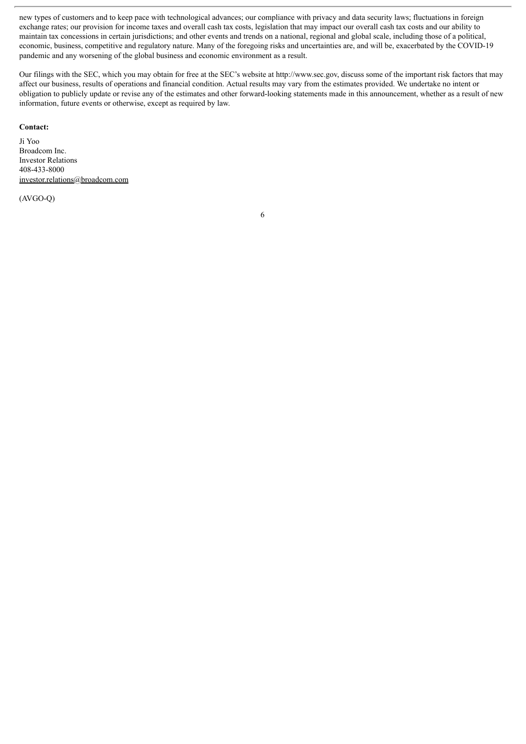new types of customers and to keep pace with technological advances; our compliance with privacy and data security laws; fluctuations in foreign exchange rates; our provision for income taxes and overall cash tax costs, legislation that may impact our overall cash tax costs and our ability to maintain tax concessions in certain jurisdictions; and other events and trends on a national, regional and global scale, including those of a political, economic, business, competitive and regulatory nature. Many of the foregoing risks and uncertainties are, and will be, exacerbated by the COVID-19 pandemic and any worsening of the global business and economic environment as a result.

Our filings with the SEC, which you may obtain for free at the SEC's website at http://www.sec.gov, discuss some of the important risk factors that may affect our business, results of operations and financial condition. Actual results may vary from the estimates provided. We undertake no intent or obligation to publicly update or revise any of the estimates and other forward-looking statements made in this announcement, whether as a result of new information, future events or otherwise, except as required by law.

**Contact:**

Ji Yoo
Broadcom Inc.
Investor Relations
408-433-8000
investor.relations@broadcom.com

(AVGO-Q)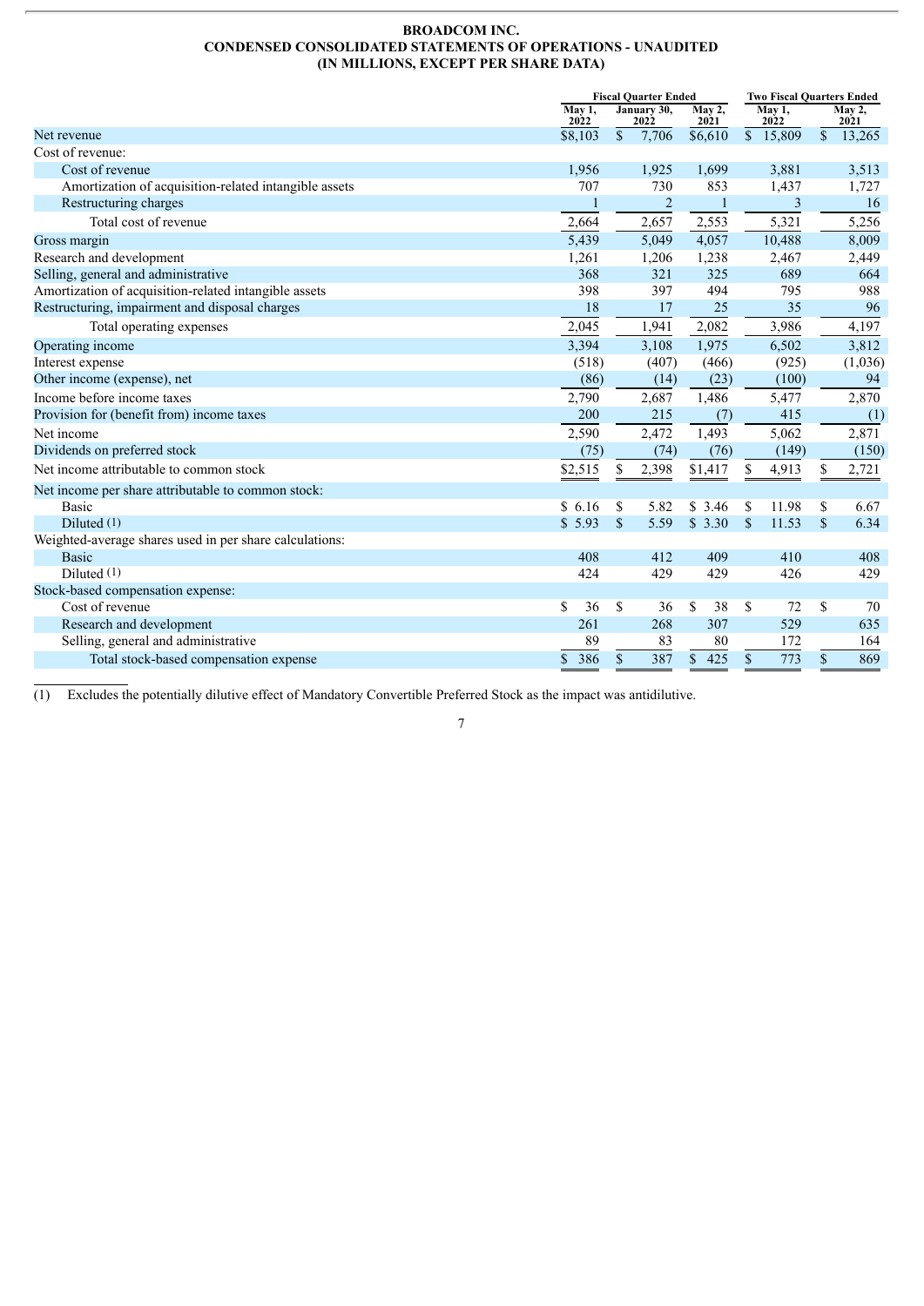# BROADCOM INC.
## CONDENSED CONSOLIDATED STATEMENTS OF OPERATIONS - UNAUDITED
## (IN MILLIONS, EXCEPT PER SHARE DATA)

| | Fiscal Quarter Ended | | | Two Fiscal Quarters Ended | |
|---|---|---|---|---|---|
| | May 1, 2022 | January 30, 2022 | May 2, 2021 | May 1, 2022 | May 2, 2021 |
| Net revenue | $8,103 | $ 7,706 | $6,610 | $ 15,809 | $ 13,265 |
| Cost of revenue: | | | | | |
| Cost of revenue | 1,956 | 1,925 | 1,699 | 3,881 | 3,513 |
| Amortization of acquisition-related intangible assets | 707 | 730 | 853 | 1,437 | 1,727 |
| Restructuring charges | 1 | 2 | 1 | 3 | 16 |
| Total cost of revenue | 2,664 | 2,657 | 2,553 | 5,321 | 5,256 |
| Gross margin | 5,439 | 5,049 | 4,057 | 10,488 | 8,009 |
| Research and development | 1,261 | 1,206 | 1,238 | 2,467 | 2,449 |
| Selling, general and administrative | 368 | 321 | 325 | 689 | 664 |
| Amortization of acquisition-related intangible assets | 398 | 397 | 494 | 795 | 988 |
| Restructuring, impairment and disposal charges | 18 | 17 | 25 | 35 | 96 |
| Total operating expenses | 2,045 | 1,941 | 2,082 | 3,986 | 4,197 |
| Operating income | 3,394 | 3,108 | 1,975 | 6,502 | 3,812 |
| Interest expense | (518) | (407) | (466) | (925) | (1,036) |
| Other income (expense), net | (86) | (14) | (23) | (100) | 94 |
| Income before income taxes | 2,790 | 2,687 | 1,486 | 5,477 | 2,870 |
| Provision for (benefit from) income taxes | 200 | 215 | (7) | 415 | (1) |
| Net income | 2,590 | 2,472 | 1,493 | 5,062 | 2,871 |
| Dividends on preferred stock | (75) | (74) | (76) | (149) | (150) |
| Net income attributable to common stock | $2,515 | $ 2,398 | $1,417 | $ 4,913 | $ 2,721 |
| Net income per share attributable to common stock: | | | | | |
| Basic | $ 6.16 | $ 5.82 | $ 3.46 | $ 11.98 | $ 6.67 |
| Diluted (1) | $ 5.93 | $ 5.59 | $ 3.30 | $ 11.53 | $ 6.34 |
| Weighted-average shares used in per share calculations: | | | | | |
| Basic | 408 | 412 | 409 | 410 | 408 |
| Diluted (1) | 424 | 429 | 429 | 426 | 429 |
| Stock-based compensation expense: | | | | | |
| Cost of revenue | $ 36 | $ 36 | $ 38 | $ 72 | $ 70 |
| Research and development | 261 | 268 | 307 | 529 | 635 |
| Selling, general and administrative | 89 | 83 | 80 | 172 | 164 |
| Total stock-based compensation expense | $ 386 | $ 387 | $ 425 | $ 773 | $ 869 |

(1) Excludes the potentially dilutive effect of Mandatory Convertible Preferred Stock as the impact was antidilutive.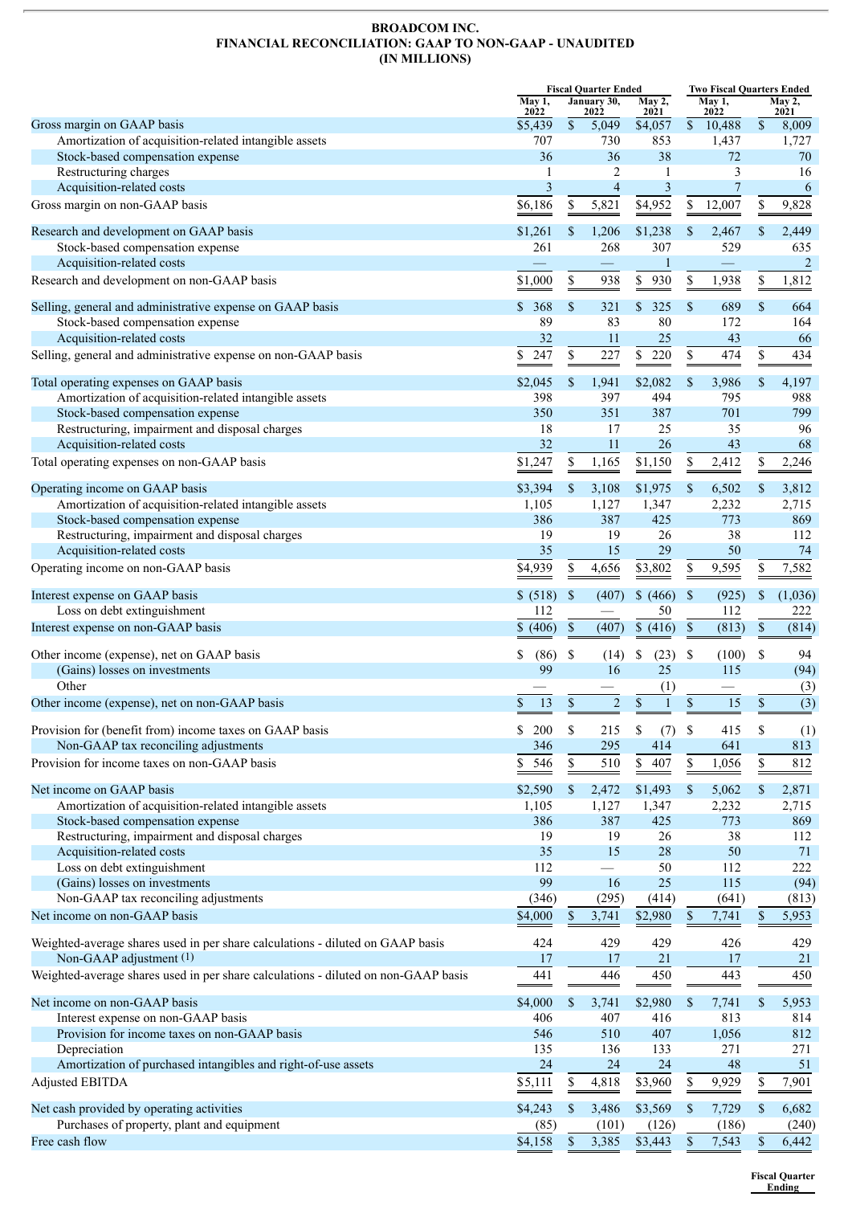**BROADCOM INC.**
**FINANCIAL RECONCILIATION: GAAP TO NON-GAAP - UNAUDITED**
**(IN MILLIONS)**

| | Fiscal Quarter Ended | | | Two Fiscal Quarters Ended | |
|---|---|---|---|---|---|
| | May 1, 2022 | January 30, 2022 | May 2, 2021 | May 1, 2022 | May 2, 2021 |
| Gross margin on GAAP basis | $5,439 | $ 5,049 | $4,057 | $ 10,488 | $ 8,009 |
| Amortization of acquisition-related intangible assets | 707 | 730 | 853 | 1,437 | 1,727 |
| Stock-based compensation expense | 36 | 36 | 38 | 72 | 70 |
| Restructuring charges | 1 | 2 | 1 | 3 | 16 |
| Acquisition-related costs | 3 | 4 | 3 | 7 | 6 |
| Gross margin on non-GAAP basis | $6,186 | $ 5,821 | $4,952 | $ 12,007 | $ 9,828 |
| Research and development on GAAP basis | $1,261 | $ 1,206 | $1,238 | $ 2,467 | $ 2,449 |
| Stock-based compensation expense | 261 | 268 | 307 | 529 | 635 |
| Acquisition-related costs | — | — | 1 | — | 2 |
| Research and development on non-GAAP basis | $1,000 | $ 938 | $ 930 | $ 1,938 | $ 1,812 |
| Selling, general and administrative expense on GAAP basis | $ 368 | $ 321 | $ 325 | $ 689 | $ 664 |
| Stock-based compensation expense | 89 | 83 | 80 | 172 | 164 |
| Acquisition-related costs | 32 | 11 | 25 | 43 | 66 |
| Selling, general and administrative expense on non-GAAP basis | $ 247 | $ 227 | $ 220 | $ 474 | $ 434 |
| Total operating expenses on GAAP basis | $2,045 | $ 1,941 | $2,082 | $ 3,986 | $ 4,197 |
| Amortization of acquisition-related intangible assets | 398 | 397 | 494 | 795 | 988 |
| Stock-based compensation expense | 350 | 351 | 387 | 701 | 799 |
| Restructuring, impairment and disposal charges | 18 | 17 | 25 | 35 | 96 |
| Acquisition-related costs | 32 | 11 | 26 | 43 | 68 |
| Total operating expenses on non-GAAP basis | $1,247 | $ 1,165 | $1,150 | $ 2,412 | $ 2,246 |
| Operating income on GAAP basis | $3,394 | $ 3,108 | $1,975 | $ 6,502 | $ 3,812 |
| Amortization of acquisition-related intangible assets | 1,105 | 1,127 | 1,347 | 2,232 | 2,715 |
| Stock-based compensation expense | 386 | 387 | 425 | 773 | 869 |
| Restructuring, impairment and disposal charges | 19 | 19 | 26 | 38 | 112 |
| Acquisition-related costs | 35 | 15 | 29 | 50 | 74 |
| Operating income on non-GAAP basis | $4,939 | $ 4,656 | $3,802 | $ 9,595 | $ 7,582 |
| Interest expense on GAAP basis | $ (518) | $ (407) | $ (466) | $ (925) | $ (1,036) |
| Loss on debt extinguishment | 112 | — | 50 | 112 | 222 |
| Interest expense on non-GAAP basis | $ (406) | $ (407) | $ (416) | $ (813) | $ (814) |
| Other income (expense), net on GAAP basis | $ (86) | $ (14) | $ (23) | $ (100) | $ 94 |
| (Gains) losses on investments | 99 | 16 | 25 | 115 | (94) |
| Other | — | — | (1) | — | (3) |
| Other income (expense), net on non-GAAP basis | $ 13 | $ 2 | $ 1 | $ 15 | $ (3) |
| Provision for (benefit from) income taxes on GAAP basis | $ 200 | $ 215 | $ (7) | $ 415 | $ (1) |
| Non-GAAP tax reconciling adjustments | 346 | 295 | 414 | 641 | 813 |
| Provision for income taxes on non-GAAP basis | $ 546 | $ 510 | $ 407 | $ 1,056 | $ 812 |
| Net income on GAAP basis | $2,590 | $ 2,472 | $1,493 | $ 5,062 | $ 2,871 |
| Amortization of acquisition-related intangible assets | 1,105 | 1,127 | 1,347 | 2,232 | 2,715 |
| Stock-based compensation expense | 386 | 387 | 425 | 773 | 869 |
| Restructuring, impairment and disposal charges | 19 | 19 | 26 | 38 | 112 |
| Acquisition-related costs | 35 | 15 | 28 | 50 | 71 |
| Loss on debt extinguishment | 112 | — | 50 | 112 | 222 |
| (Gains) losses on investments | 99 | 16 | 25 | 115 | (94) |
| Non-GAAP tax reconciling adjustments | (346) | (295) | (414) | (641) | (813) |
| Net income on non-GAAP basis | $4,000 | $ 3,741 | $2,980 | $ 7,741 | $ 5,953 |
| Weighted-average shares used in per share calculations - diluted on GAAP basis | 424 | 429 | 429 | 426 | 429 |
| Non-GAAP adjustment (1) | 17 | 17 | 21 | 17 | 21 |
| Weighted-average shares used in per share calculations - diluted on non-GAAP basis | 441 | 446 | 450 | 443 | 450 |
| Net income on non-GAAP basis | $4,000 | $ 3,741 | $2,980 | $ 7,741 | $ 5,953 |
| Interest expense on non-GAAP basis | 406 | 407 | 416 | 813 | 814 |
| Provision for income taxes on non-GAAP basis | 546 | 510 | 407 | 1,056 | 812 |
| Depreciation | 135 | 136 | 133 | 271 | 271 |
| Amortization of purchased intangibles and right-of-use assets | 24 | 24 | 24 | 48 | 51 |
| Adjusted EBITDA | $5,111 | $ 4,818 | $3,960 | $ 9,929 | $ 7,901 |
| Net cash provided by operating activities | $4,243 | $ 3,486 | $3,569 | $ 7,729 | $ 6,682 |
| Purchases of property, plant and equipment | (85) | (101) | (126) | (186) | (240) |
| Free cash flow | $4,158 | $ 3,385 | $3,443 | $ 7,543 | $ 6,442 |

Fiscal Quarter Ending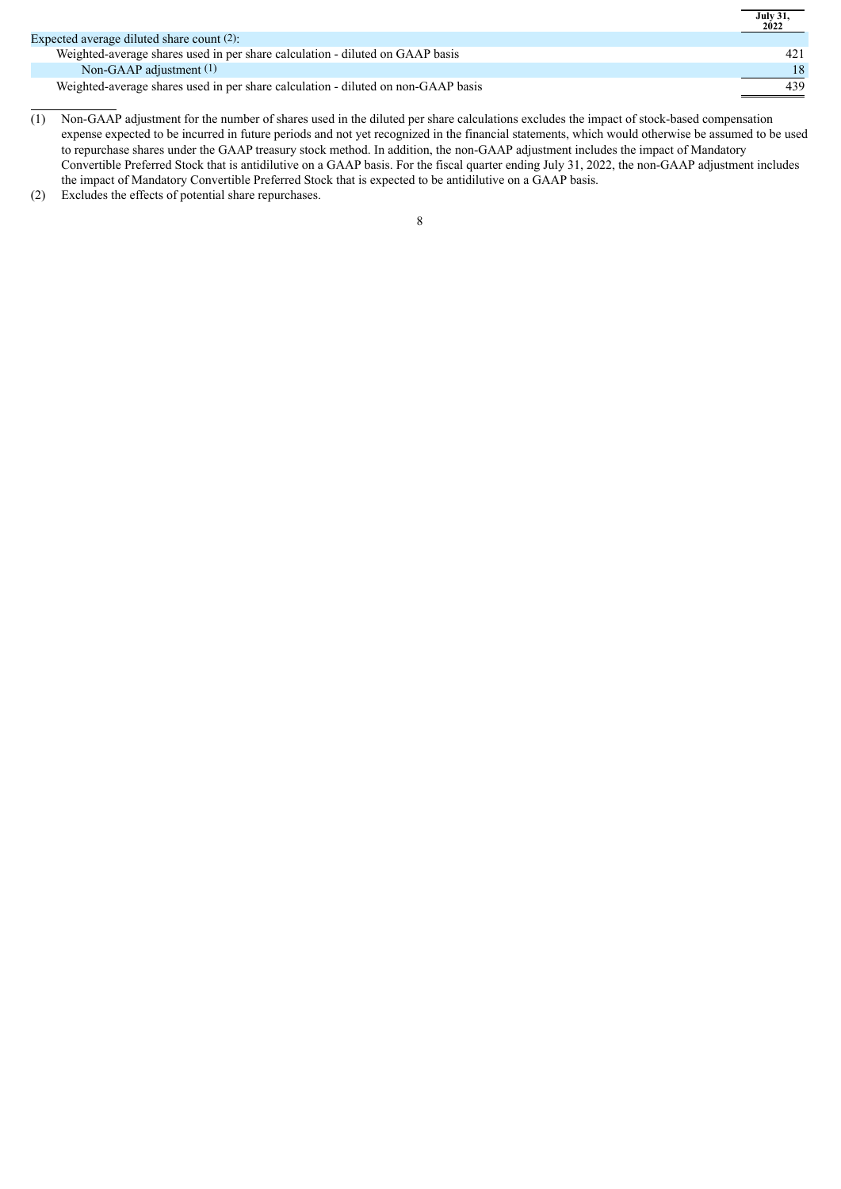| | July 31, 2022 |
|---|---|
| Expected average diluted share count (2): | |
| Weighted-average shares used in per share calculation - diluted on GAAP basis | 421 |
| Non-GAAP adjustment (1) | 18 |
| Weighted-average shares used in per share calculation - diluted on non-GAAP basis | 439 |

(1) Non-GAAP adjustment for the number of shares used in the diluted per share calculations excludes the impact of stock-based compensation expense expected to be incurred in future periods and not yet recognized in the financial statements, which would otherwise be assumed to be used to repurchase shares under the GAAP treasury stock method. In addition, the non-GAAP adjustment includes the impact of Mandatory Convertible Preferred Stock that is antidilutive on a GAAP basis. For the fiscal quarter ending July 31, 2022, the non-GAAP adjustment includes the impact of Mandatory Convertible Preferred Stock that is expected to be antidilutive on a GAAP basis.

(2) Excludes the effects of potential share repurchases.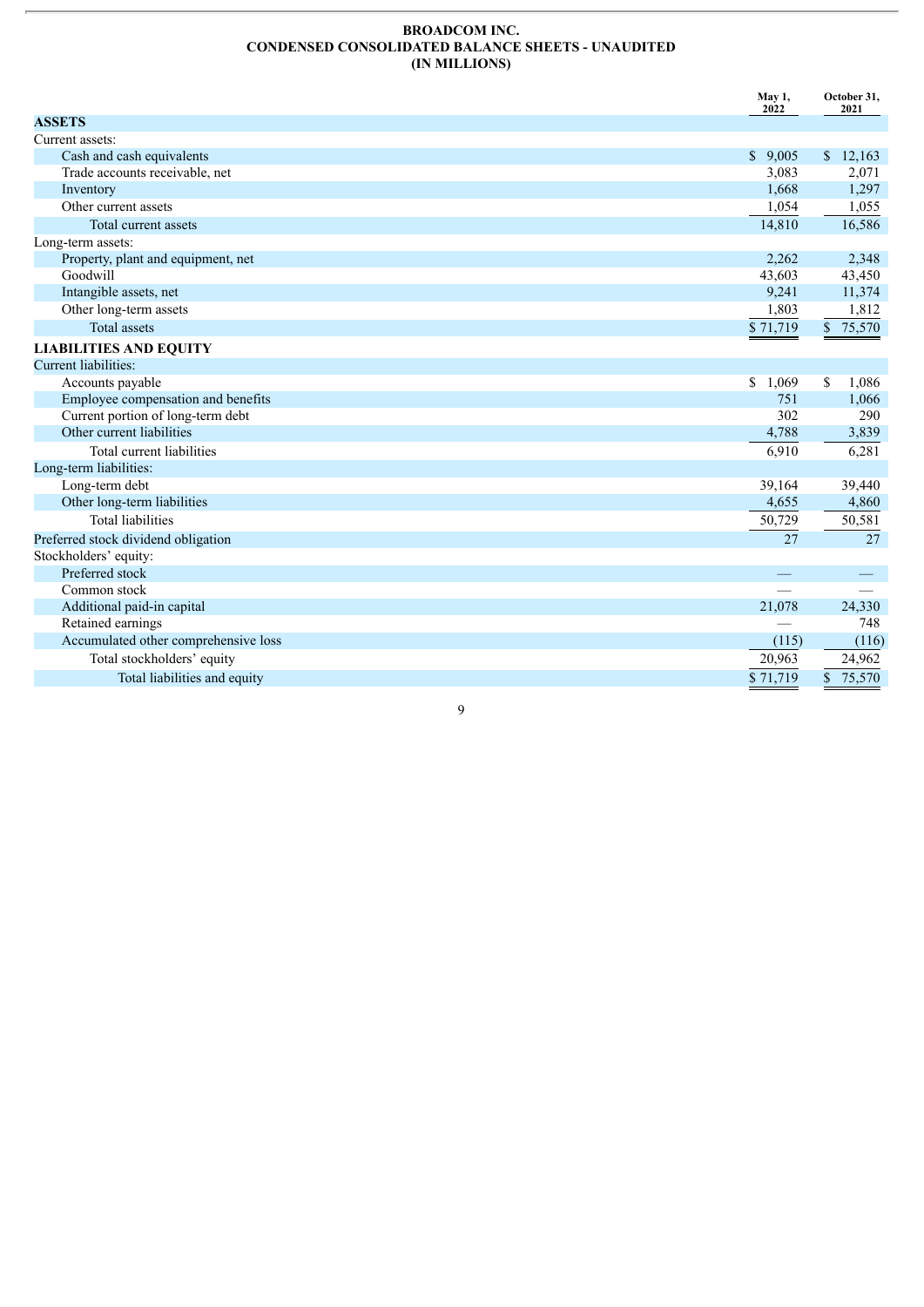# BROADCOM INC.
## CONDENSED CONSOLIDATED BALANCE SHEETS - UNAUDITED
### (IN MILLIONS)

| | May 1, 2022 | October 31, 2021 |
|---|---|---|
| **ASSETS** | | |
| Current assets: | | |
| Cash and cash equivalents | $ 9,005 | $ 12,163 |
| Trade accounts receivable, net | 3,083 | 2,071 |
| Inventory | 1,668 | 1,297 |
| Other current assets | 1,054 | 1,055 |
| Total current assets | 14,810 | 16,586 |
| Long-term assets: | | |
| Property, plant and equipment, net | 2,262 | 2,348 |
| Goodwill | 43,603 | 43,450 |
| Intangible assets, net | 9,241 | 11,374 |
| Other long-term assets | 1,803 | 1,812 |
| Total assets | $ 71,719 | $ 75,570 |
| **LIABILITIES AND EQUITY** | | |
| Current liabilities: | | |
| Accounts payable | $ 1,069 | $ 1,086 |
| Employee compensation and benefits | 751 | 1,066 |
| Current portion of long-term debt | 302 | 290 |
| Other current liabilities | 4,788 | 3,839 |
| Total current liabilities | 6,910 | 6,281 |
| Long-term liabilities: | | |
| Long-term debt | 39,164 | 39,440 |
| Other long-term liabilities | 4,655 | 4,860 |
| Total liabilities | 50,729 | 50,581 |
| Preferred stock dividend obligation | 27 | 27 |
| Stockholders' equity: | | |
| Preferred stock | — | — |
| Common stock | — | — |
| Additional paid-in capital | 21,078 | 24,330 |
| Retained earnings | — | 748 |
| Accumulated other comprehensive loss | (115) | (116) |
| Total stockholders' equity | 20,963 | 24,962 |
| Total liabilities and equity | $ 71,719 | $ 75,570 |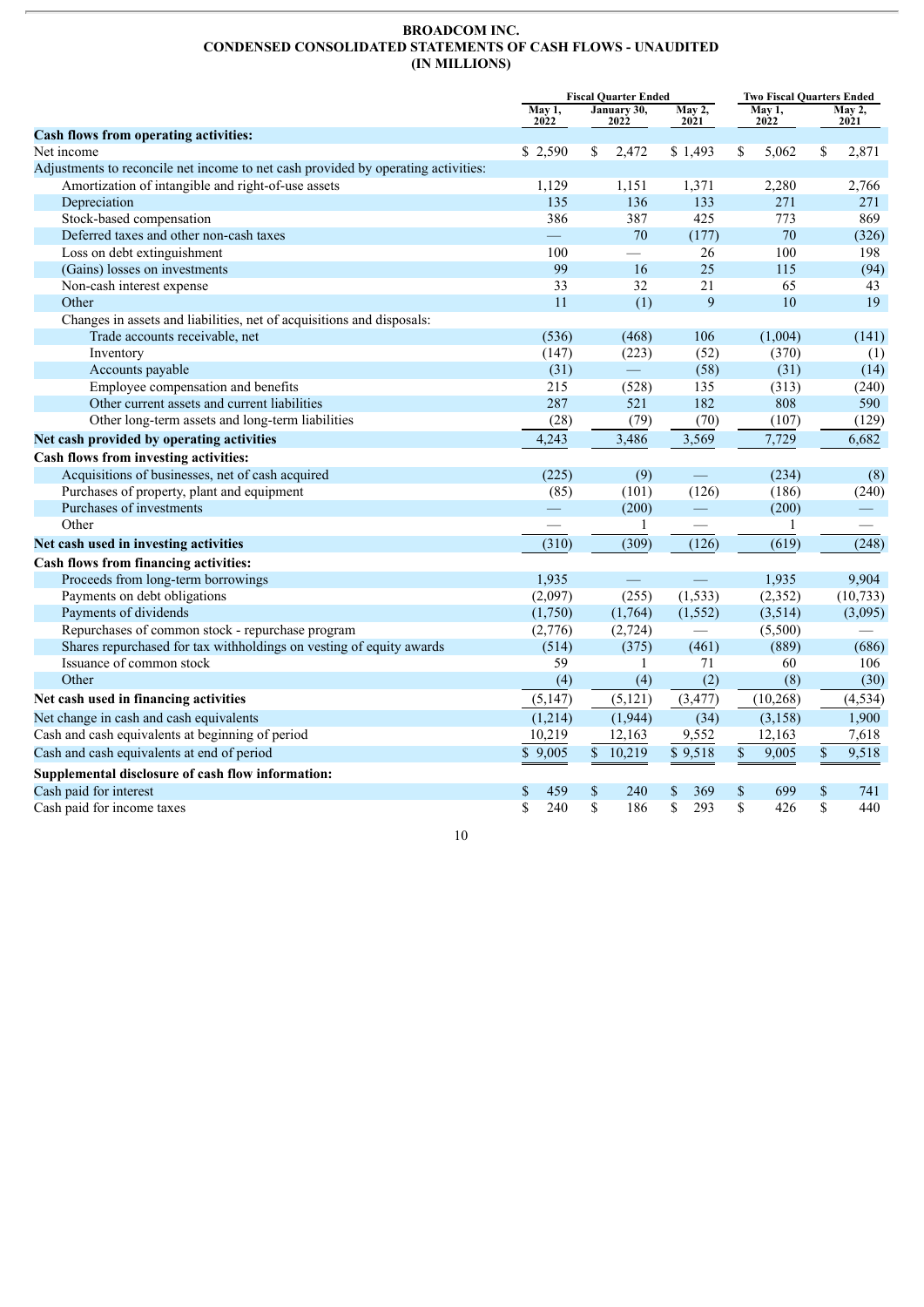# BROADCOM INC.
## CONDENSED CONSOLIDATED STATEMENTS OF CASH FLOWS - UNAUDITED
## (IN MILLIONS)

| | Fiscal Quarter Ended | | | Two Fiscal Quarters Ended | |
|---|---|---|---|---|---|
| | May 1, 2022 | January 30, 2022 | May 2, 2021 | May 1, 2022 | May 2, 2021 |
| **Cash flows from operating activities:** | | | | | |
| Net income | $ 2,590 | $ 2,472 | $ 1,493 | $ 5,062 | $ 2,871 |
| Adjustments to reconcile net income to net cash provided by operating activities: | | | | | |
| Amortization of intangible and right-of-use assets | 1,129 | 1,151 | 1,371 | 2,280 | 2,766 |
| Depreciation | 135 | 136 | 133 | 271 | 271 |
| Stock-based compensation | 386 | 387 | 425 | 773 | 869 |
| Deferred taxes and other non-cash taxes | — | 70 | (177) | 70 | (326) |
| Loss on debt extinguishment | 100 | — | 26 | 100 | 198 |
| (Gains) losses on investments | 99 | 16 | 25 | 115 | (94) |
| Non-cash interest expense | 33 | 32 | 21 | 65 | 43 |
| Other | 11 | (1) | 9 | 10 | 19 |
| Changes in assets and liabilities, net of acquisitions and disposals: | | | | | |
| Trade accounts receivable, net | (536) | (468) | 106 | (1,004) | (141) |
| Inventory | (147) | (223) | (52) | (370) | (1) |
| Accounts payable | (31) | — | (58) | (31) | (14) |
| Employee compensation and benefits | 215 | (528) | 135 | (313) | (240) |
| Other current assets and current liabilities | 287 | 521 | 182 | 808 | 590 |
| Other long-term assets and long-term liabilities | (28) | (79) | (70) | (107) | (129) |
| **Net cash provided by operating activities** | 4,243 | 3,486 | 3,569 | 7,729 | 6,682 |
| **Cash flows from investing activities:** | | | | | |
| Acquisitions of businesses, net of cash acquired | (225) | (9) | — | (234) | (8) |
| Purchases of property, plant and equipment | (85) | (101) | (126) | (186) | (240) |
| Purchases of investments | — | (200) | — | (200) | — |
| Other | — | 1 | — | 1 | — |
| **Net cash used in investing activities** | (310) | (309) | (126) | (619) | (248) |
| **Cash flows from financing activities:** | | | | | |
| Proceeds from long-term borrowings | 1,935 | — | — | 1,935 | 9,904 |
| Payments on debt obligations | (2,097) | (255) | (1,533) | (2,352) | (10,733) |
| Payments of dividends | (1,750) | (1,764) | (1,552) | (3,514) | (3,095) |
| Repurchases of common stock - repurchase program | (2,776) | (2,724) | — | (5,500) | — |
| Shares repurchased for tax withholdings on vesting of equity awards | (514) | (375) | (461) | (889) | (686) |
| Issuance of common stock | 59 | 1 | 71 | 60 | 106 |
| Other | (4) | (4) | (2) | (8) | (30) |
| **Net cash used in financing activities** | (5,147) | (5,121) | (3,477) | (10,268) | (4,534) |
| Net change in cash and cash equivalents | (1,214) | (1,944) | (34) | (3,158) | 1,900 |
| Cash and cash equivalents at beginning of period | 10,219 | 12,163 | 9,552 | 12,163 | 7,618 |
| Cash and cash equivalents at end of period | $ 9,005 | $ 10,219 | $ 9,518 | $ 9,005 | $ 9,518 |
| **Supplemental disclosure of cash flow information:** | | | | | |
| Cash paid for interest | $ 459 | $ 240 | $ 369 | $ 699 | $ 741 |
| Cash paid for income taxes | $ 240 | $ 186 | $ 293 | $ 426 | $ 440 |